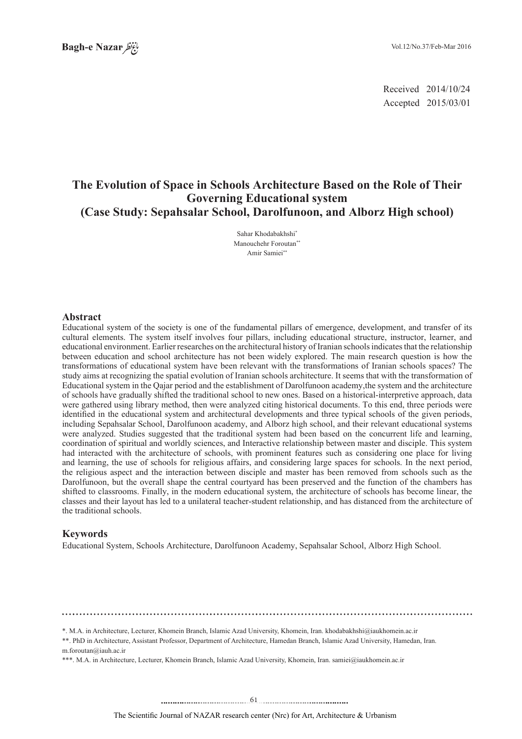Received 2014/10/24
Accepted 2015/03/01

# The Evolution of Space in Schools Architecture Based on the Role of Their Governing Educational system (Case Study: Sepahsalar School, Darolfunoon, and Alborz High school)

Sahar Khodabakhshi[*]
Manouchehr Foroutan[**]
Amir Samiei[**]

## Abstract

Educational system of the society is one of the fundamental pillars of emergence, development, and transfer of its cultural elements. The system itself involves four pillars, including educational structure, instructor, learner, and educational environment. Earlier researches on the architectural history of Iranian schools indicates that the relationship between education and school architecture has not been widely explored. The main research question is how the transformations of educational system have been relevant with the transformations of Iranian schools spaces? The study aims at recognizing the spatial evolution of Iranian schools architecture. It seems that with the transformation of Educational system in the Qajar period and the establishment of Darolfunoon academy,the system and the architecture of schools have gradually shifted the traditional school to new ones. Based on a historical-interpretive approach, data were gathered using library method, then were analyzed citing historical documents. To this end, three periods were identified in the educational system and architectural developments and three typical schools of the given periods, including Sepahsalar School, Darolfunoon academy, and Alborz high school, and their relevant educational systems were analyzed. Studies suggested that the traditional system had been based on the concurrent life and learning, coordination of spiritual and worldly sciences, and Interactive relationship between master and disciple. This system had interacted with the architecture of schools, with prominent features such as considering one place for living and learning, the use of schools for religious affairs, and considering large spaces for schools. In the next period, the religious aspect and the interaction between disciple and master has been removed from schools such as the Darolfunoon, but the overall shape the central courtyard has been preserved and the function of the chambers has shifted to classrooms. Finally, in the modern educational system, the architecture of schools has become linear, the classes and their layout has led to a unilateral teacher-student relationship, and has distanced from the architecture of the traditional schools.

## Keywords

Educational System, Schools Architecture, Darolfunoon Academy, Sepahsalar School, Alborz High School.

---

*. M.A. in Architecture, Lecturer, Khomein Branch, Islamic Azad University, Khomein, Iran. khodabakhshi@iaukhomein.ac.ir

**. PhD in Architecture, Assistant Professor, Department of Architecture, Hamedan Branch, Islamic Azad University, Hamedan, Iran. m.foroutan@iauh.ac.ir

***. M.A. in Architecture, Lecturer, Khomein Branch, Islamic Azad University, Khomein, Iran. samiei@iaukhomein.ac.ir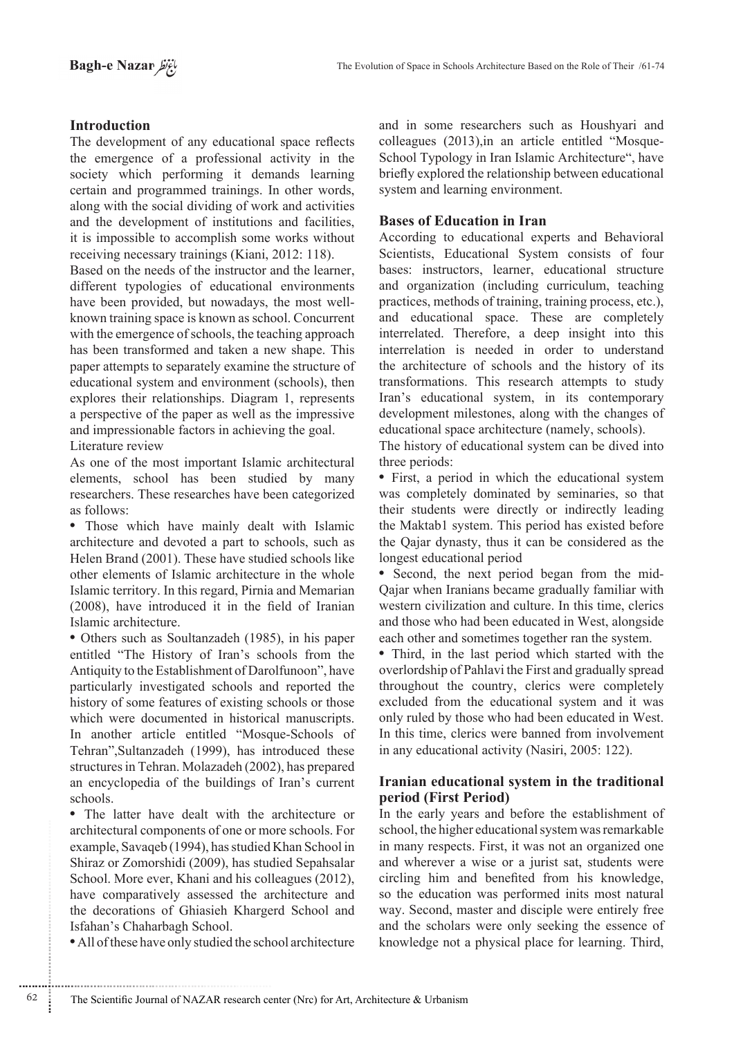## Introduction

The development of any educational space reflects the emergence of a professional activity in the society which performing it demands learning certain and programmed trainings. In other words, along with the social dividing of work and activities and the development of institutions and facilities, it is impossible to accomplish some works without receiving necessary trainings (Kiani, 2012: 118).

Based on the needs of the instructor and the learner, different typologies of educational environments have been provided, but nowadays, the most well-known training space is known as school. Concurrent with the emergence of schools, the teaching approach has been transformed and taken a new shape. This paper attempts to separately examine the structure of educational system and environment (schools), then explores their relationships. Diagram 1, represents a perspective of the paper as well as the impressive and impressionable factors in achieving the goal.

Literature review

As one of the most important Islamic architectural elements, school has been studied by many researchers. These researches have been categorized as follows:

- Those which have mainly dealt with Islamic architecture and devoted a part to schools, such as Helen Brand (2001). These have studied schools like other elements of Islamic architecture in the whole Islamic territory. In this regard, Pirnia and Memarian (2008), have introduced it in the field of Iranian Islamic architecture.
- Others such as Soultanzadeh (1985), in his paper entitled "The History of Iran's schools from the Antiquity to the Establishment of Darolfunoon", have particularly investigated schools and reported the history of some features of existing schools or those which were documented in historical manuscripts. In another article entitled "Mosque-Schools of Tehran",Sultanzadeh (1999), has introduced these structures in Tehran. Molazadeh (2002), has prepared an encyclopedia of the buildings of Iran's current schools.
- The latter have dealt with the architecture or architectural components of one or more schools. For example, Savaqeb (1994), has studied Khan School in Shiraz or Zomorshidi (2009), has studied Sepahsalar School. More ever, Khani and his colleagues (2012), have comparatively assessed the architecture and the decorations of Ghiasieh Khargerd School and Isfahan's Chaharbagh School.
- All of these have only studied the school architecture and in some researchers such as Houshyari and colleagues (2013),in an article entitled "Mosque-School Typology in Iran Islamic Architecture", have briefly explored the relationship between educational system and learning environment.

## Bases of Education in Iran

According to educational experts and Behavioral Scientists, Educational System consists of four bases: instructors, learner, educational structure and organization (including curriculum, teaching practices, methods of training, training process, etc.), and educational space. These are completely interrelated. Therefore, a deep insight into this interrelation is needed in order to understand the architecture of schools and the history of its transformations. This research attempts to study Iran's educational system, in its contemporary development milestones, along with the changes of educational space architecture (namely, schools).

The history of educational system can be dived into three periods:

- First, a period in which the educational system was completely dominated by seminaries, so that their students were directly or indirectly leading the Maktab1 system. This period has existed before the Qajar dynasty, thus it can be considered as the longest educational period
- Second, the next period began from the mid-Qajar when Iranians became gradually familiar with western civilization and culture. In this time, clerics and those who had been educated in West, alongside each other and sometimes together ran the system.
- Third, in the last period which started with the overlordship of Pahlavi the First and gradually spread throughout the country, clerics were completely excluded from the educational system and it was only ruled by those who had been educated in West. In this time, clerics were banned from involvement in any educational activity (Nasiri, 2005: 122).

## Iranian educational system in the traditional period (First Period)

In the early years and before the establishment of school, the higher educational system was remarkable in many respects. First, it was not an organized one and wherever a wise or a jurist sat, students were circling him and benefited from his knowledge, so the education was performed inits most natural way. Second, master and disciple were entirely free and the scholars were only seeking the essence of knowledge not a physical place for learning. Third,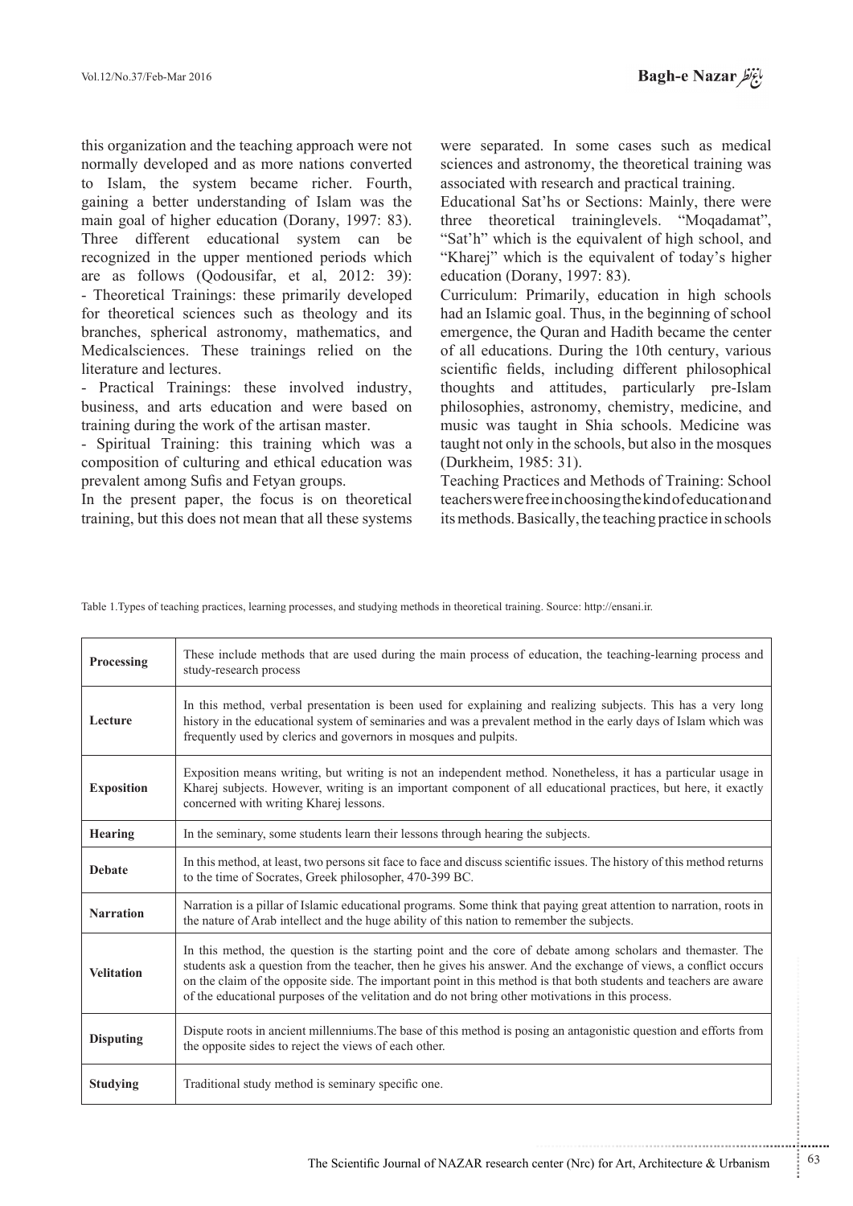this organization and the teaching approach were not normally developed and as more nations converted to Islam, the system became richer. Fourth, gaining a better understanding of Islam was the main goal of higher education (Dorany, 1997: 83). Three different educational system can be recognized in the upper mentioned periods which are as follows (Qodousifar, et al, 2012: 39):

- Theoretical Trainings: these primarily developed for theoretical sciences such as theology and its branches, spherical astronomy, mathematics, and Medicalsciences. These trainings relied on the literature and lectures.
- Practical Trainings: these involved industry, business, and arts education and were based on training during the work of the artisan master.
- Spiritual Training: this training which was a composition of culturing and ethical education was prevalent among Sufis and Fetyan groups.

In the present paper, the focus is on theoretical training, but this does not mean that all these systems were separated. In some cases such as medical sciences and astronomy, the theoretical training was associated with research and practical training.

Educational Sat'hs or Sections: Mainly, there were three theoretical traininglevels. "Moqadamat", "Sat'h" which is the equivalent of high school, and "Kharej" which is the equivalent of today's higher education (Dorany, 1997: 83).

Curriculum: Primarily, education in high schools had an Islamic goal. Thus, in the beginning of school emergence, the Quran and Hadith became the center of all educations. During the 10th century, various scientific fields, including different philosophical thoughts and attitudes, particularly pre-Islam philosophies, astronomy, chemistry, medicine, and music was taught in Shia schools. Medicine was taught not only in the schools, but also in the mosques (Durkheim, 1985: 31).

Teaching Practices and Methods of Training: School teachers were free in choosing the kind of education and its methods. Basically, the teaching practice in schools

Table 1.Types of teaching practices, learning processes, and studying methods in theoretical training. Source: http://ensani.ir.

| | |
|---|---|
| **Processing** | These include methods that are used during the main process of education, the teaching-learning process and study-research process |
| **Lecture** | In this method, verbal presentation is been used for explaining and realizing subjects. This has a very long history in the educational system of seminaries and was a prevalent method in the early days of Islam which was frequently used by clerics and governors in mosques and pulpits. |
| **Exposition** | Exposition means writing, but writing is not an independent method. Nonetheless, it has a particular usage in Kharej subjects. However, writing is an important component of all educational practices, but here, it exactly concerned with writing Kharej lessons. |
| **Hearing** | In the seminary, some students learn their lessons through hearing the subjects. |
| **Debate** | In this method, at least, two persons sit face to face and discuss scientific issues. The history of this method returns to the time of Socrates, Greek philosopher, 470-399 BC. |
| **Narration** | Narration is a pillar of Islamic educational programs. Some think that paying great attention to narration, roots in the nature of Arab intellect and the huge ability of this nation to remember the subjects. |
| **Velitation** | In this method, the question is the starting point and the core of debate among scholars and themaster. The students ask a question from the teacher, then he gives his answer. And the exchange of views, a conflict occurs on the claim of the opposite side. The important point in this method is that both students and teachers are aware of the educational purposes of the velitation and do not bring other motivations in this process. |
| **Disputing** | Dispute roots in ancient millenniums.The base of this method is posing an antagonistic question and efforts from the opposite sides to reject the views of each other. |
| **Studying** | Traditional study method is seminary specific one. |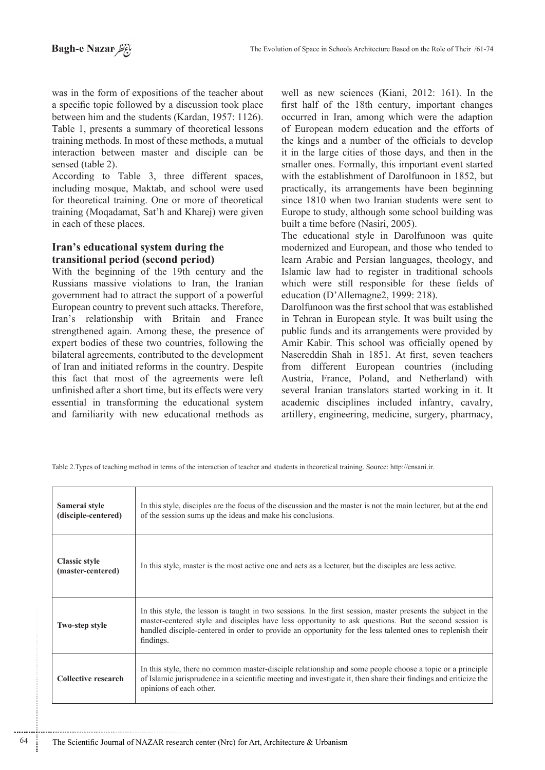was in the form of expositions of the teacher about a specific topic followed by a discussion took place between him and the students (Kardan, 1957: 1126). Table 1, presents a summary of theoretical lessons training methods. In most of these methods, a mutual interaction between master and disciple can be sensed (table 2).

According to Table 3, three different spaces, including mosque, Maktab, and school were used for theoretical training. One or more of theoretical training (Moqadamat, Sat'h and Kharej) were given in each of these places.

### Iran's educational system during the transitional period (second period)

With the beginning of the 19th century and the Russians massive violations to Iran, the Iranian government had to attract the support of a powerful European country to prevent such attacks. Therefore, Iran's relationship with Britain and France strengthened again. Among these, the presence of expert bodies of these two countries, following the bilateral agreements, contributed to the development of Iran and initiated reforms in the country. Despite this fact that most of the agreements were left unfinished after a short time, but its effects were very essential in transforming the educational system and familiarity with new educational methods as well as new sciences (Kiani, 2012: 161). In the first half of the 18th century, important changes occurred in Iran, among which were the adaption of European modern education and the efforts of the kings and a number of the officials to develop it in the large cities of those days, and then in the smaller ones. Formally, this important event started with the establishment of Darolfunoon in 1852, but practically, its arrangements have been beginning since 1810 when two Iranian students were sent to Europe to study, although some school building was built a time before (Nasiri, 2005).

The educational style in Darolfunoon was quite modernized and European, and those who tended to learn Arabic and Persian languages, theology, and Islamic law had to register in traditional schools which were still responsible for these fields of education (D'Allemagne2, 1999: 218).

Darolfunoon was the first school that was established in Tehran in European style. It was built using the public funds and its arrangements were provided by Amir Kabir. This school was officially opened by Nasereddin Shah in 1851. At first, seven teachers from different European countries (including Austria, France, Poland, and Netherland) with several Iranian translators started working in it. It academic disciplines included infantry, cavalry, artillery, engineering, medicine, surgery, pharmacy,

Table 2.Types of teaching method in terms of the interaction of teacher and students in theoretical training. Source: http://ensani.ir.

| | |
|---|---|
| **Samerai style (disciple-centered)** | In this style, disciples are the focus of the discussion and the master is not the main lecturer, but at the end of the session sums up the ideas and make his conclusions. |
| **Classic style (master-centered)** | In this style, master is the most active one and acts as a lecturer, but the disciples are less active. |
| **Two-step style** | In this style, the lesson is taught in two sessions. In the first session, master presents the subject in the master-centered style and disciples have less opportunity to ask questions. But the second session is handled disciple-centered in order to provide an opportunity for the less talented ones to replenish their findings. |
| **Collective research** | In this style, there no common master-disciple relationship and some people choose a topic or a principle of Islamic jurisprudence in a scientific meeting and investigate it, then share their findings and criticize the opinions of each other. |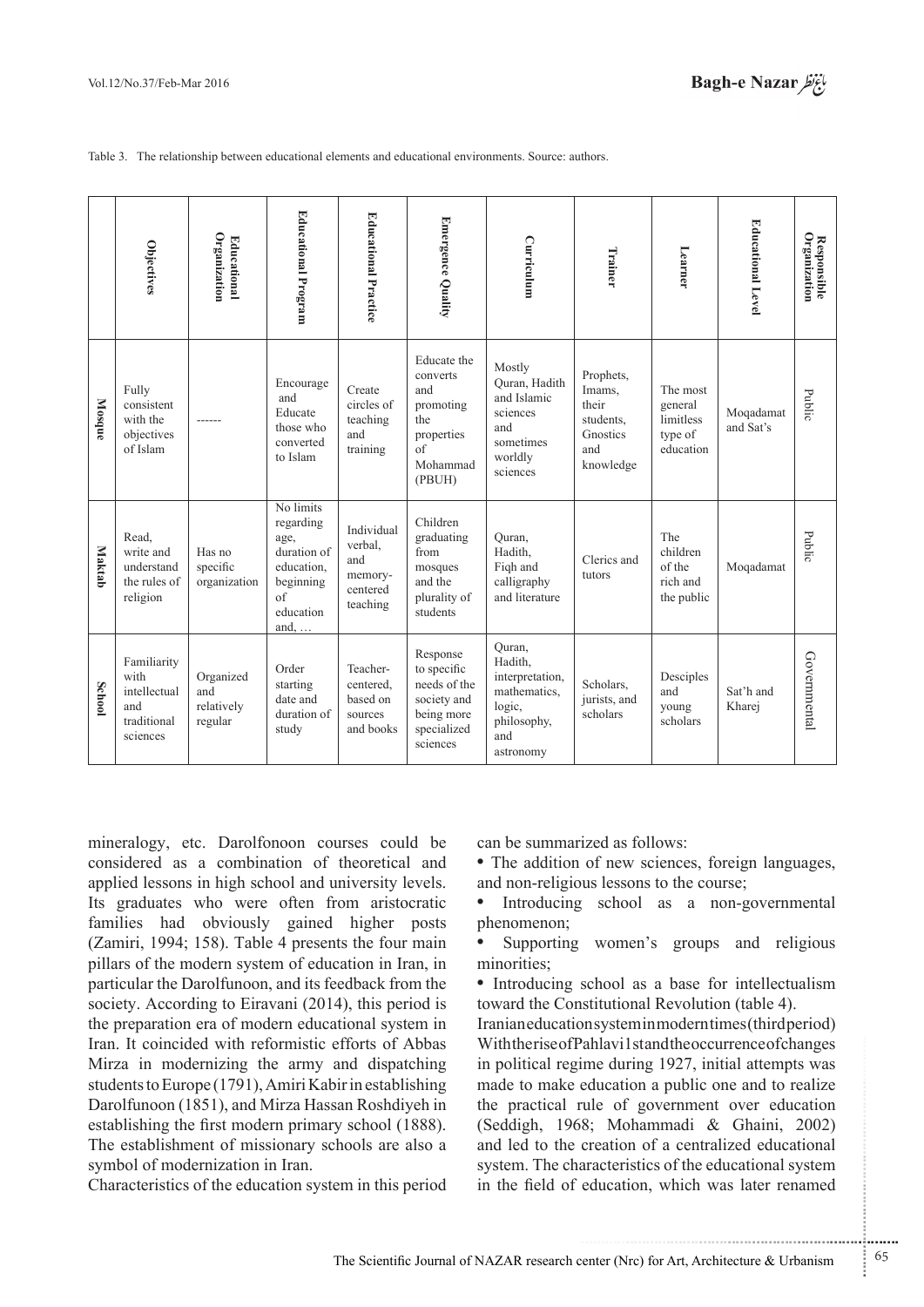Table 3. The relationship between educational elements and educational environments. Source: authors.

| | Objectives | Educational Organization | Educational Program | Educational Practice | Emergence Quality | Curriculum | Trainer | Learner | Educational Level | Responsible Organization |
|---|---|---|---|---|---|---|---|---|---|---|
| **Mosque** | Fully consistent with the objectives of Islam | ------ | Encourage and Educate those who converted to Islam | Create circles of teaching and training | Educate the converts and promoting the properties of Mohammad (PBUH) | Mostly Quran, Hadith and Islamic sciences and sometimes worldly sciences | Prophets, Imams, their students, Gnostics and knowledge | The most general limitless type of education | Moqadamat and Sat's | Public |
| **Maktab** | Read, write and understand the rules of religion | Has no specific organization | No limits regarding age, duration of education, beginning of education and, … | Individual verbal, and memory-centered teaching | Children graduating from mosques and the plurality of students | Quran, Hadith, Fiqh and calligraphy and literature | Clerics and tutors | The children of the rich and the public | Moqadamat | Public |
| **School** | Familiarity with intellectual and traditional sciences | Organized and relatively regular | Order starting date and duration of study | Teacher-centered, based on sources and books | Response to specific needs of the society and being more specialized sciences | Quran, Hadith, interpretation, mathematics, logic, philosophy, and astronomy | Scholars, jurists, and scholars | Desciples and young scholars | Sat'h and Kharej | Governmental |

mineralogy, etc. Darolfonoon courses could be considered as a combination of theoretical and applied lessons in high school and university levels. Its graduates who were often from aristocratic families had obviously gained higher posts (Zamiri, 1994; 158). Table 4 presents the four main pillars of the modern system of education in Iran, in particular the Darolfunoon, and its feedback from the society. According to Eiravani (2014), this period is the preparation era of modern educational system in Iran. It coincided with reformistic efforts of Abbas Mirza in modernizing the army and dispatching students to Europe (1791), Amiri Kabir in establishing Darolfunoon (1851), and Mirza Hassan Roshdiyeh in establishing the first modern primary school (1888). The establishment of missionary schools are also a symbol of modernization in Iran.

Characteristics of the education system in this period can be summarized as follows:

- The addition of new sciences, foreign languages, and non-religious lessons to the course;
- Introducing school as a non-governmental phenomenon;
- Supporting women's groups and religious minorities;
- Introducing school as a base for intellectualism toward the Constitutional Revolution (table 4).

Iranian education system in modern times (third period)

With the rise of Pahlavi1st and the occurrence of changes in political regime during 1927, initial attempts was made to make education a public one and to realize the practical rule of government over education (Seddigh, 1968; Mohammadi & Ghaini, 2002) and led to the creation of a centralized educational system. The characteristics of the educational system in the field of education, which was later renamed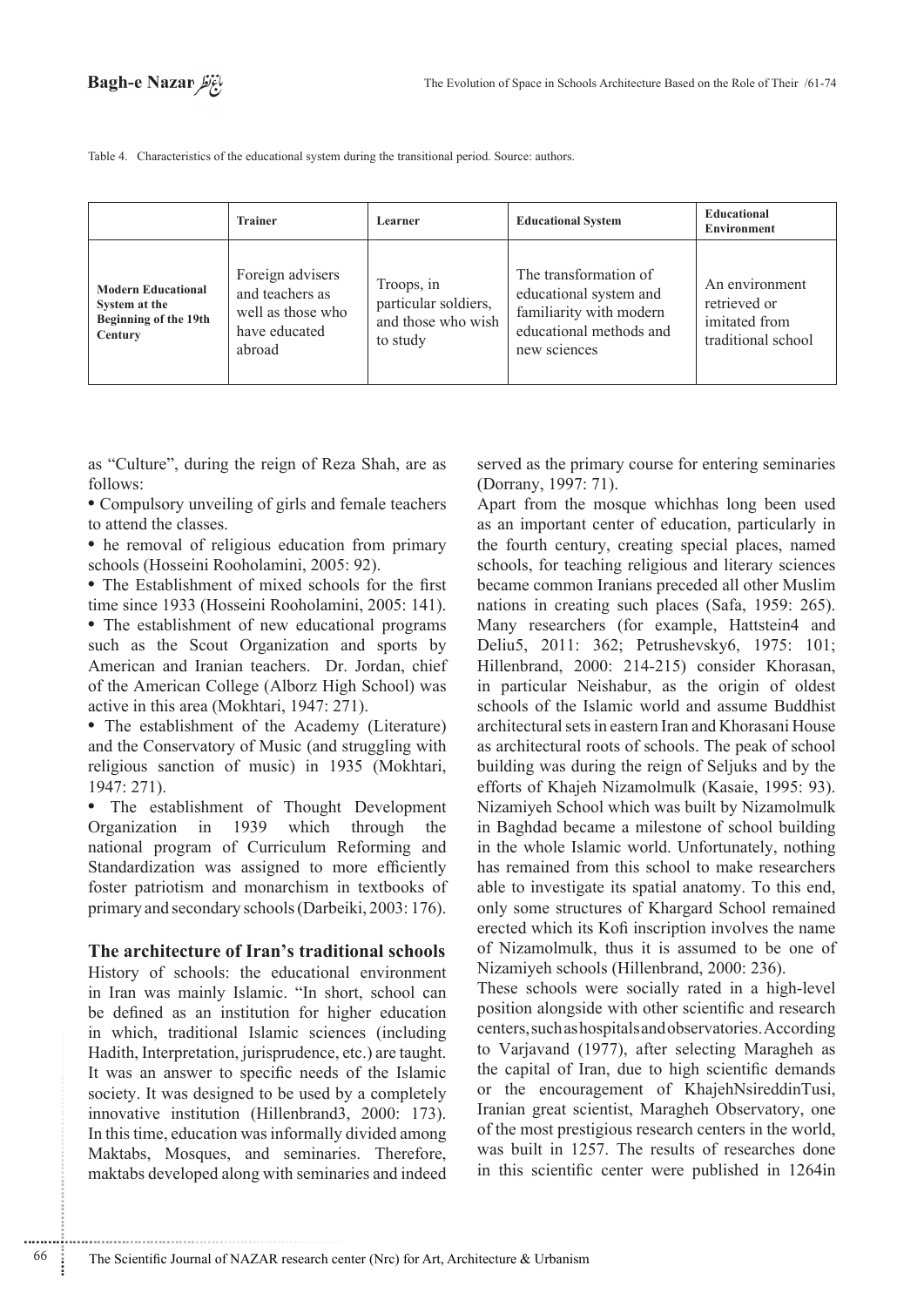Table 4. Characteristics of the educational system during the transitional period. Source: authors.

| | Trainer | Learner | Educational System | Educational Environment |
|---|---|---|---|---|
| **Modern Educational System at the Beginning of the 19th Century** | Foreign advisers and teachers as well as those who have educated abroad | Troops, in particular soldiers, and those who wish to study | The transformation of educational system and familiarity with modern educational methods and new sciences | An environment retrieved or imitated from traditional school |

as "Culture", during the reign of Reza Shah, are as follows:

- Compulsory unveiling of girls and female teachers to attend the classes.
- he removal of religious education from primary schools (Hosseini Rooholamini, 2005: 92).
- The Establishment of mixed schools for the first time since 1933 (Hosseini Rooholamini, 2005: 141).
- The establishment of new educational programs such as the Scout Organization and sports by American and Iranian teachers. Dr. Jordan, chief of the American College (Alborz High School) was active in this area (Mokhtari, 1947: 271).
- The establishment of the Academy (Literature) and the Conservatory of Music (and struggling with religious sanction of music) in 1935 (Mokhtari, 1947: 271).
- The establishment of Thought Development Organization in 1939 which through the national program of Curriculum Reforming and Standardization was assigned to more efficiently foster patriotism and monarchism in textbooks of primary and secondary schools (Darbeiki, 2003: 176).

## The architecture of Iran's traditional schools

History of schools: the educational environment in Iran was mainly Islamic. "In short, school can be defined as an institution for higher education in which, traditional Islamic sciences (including Hadith, Interpretation, jurisprudence, etc.) are taught. It was an answer to specific needs of the Islamic society. It was designed to be used by a completely innovative institution (Hillenbrand3, 2000: 173). In this time, education was informally divided among Maktabs, Mosques, and seminaries. Therefore, maktabs developed along with seminaries and indeed served as the primary course for entering seminaries (Dorrany, 1997: 71).

Apart from the mosque whichhas long been used as an important center of education, particularly in the fourth century, creating special places, named schools, for teaching religious and literary sciences became common Iranians preceded all other Muslim nations in creating such places (Safa, 1959: 265). Many researchers (for example, Hattstein4 and Deliu5, 2011: 362; Petrushevsky6, 1975: 101; Hillenbrand, 2000: 214-215) consider Khorasan, in particular Neishabur, as the origin of oldest schools of the Islamic world and assume Buddhist architectural sets in eastern Iran and Khorasani House as architectural roots of schools. The peak of school building was during the reign of Seljuks and by the efforts of Khajeh Nizamolmulk (Kasaie, 1995: 93). Nizamiyeh School which was built by Nizamolmulk in Baghdad became a milestone of school building in the whole Islamic world. Unfortunately, nothing has remained from this school to make researchers able to investigate its spatial anatomy. To this end, only some structures of Khargard School remained erected which its Kofi inscription involves the name of Nizamolmulk, thus it is assumed to be one of Nizamiyeh schools (Hillenbrand, 2000: 236).

These schools were socially rated in a high-level position alongside with other scientific and research centers, such as hospitals and observatories. According to Varjavand (1977), after selecting Maragheh as the capital of Iran, due to high scientific demands or the encouragement of KhajehNsireddinTusi, Iranian great scientist, Maragheh Observatory, one of the most prestigious research centers in the world, was built in 1257. The results of researches done in this scientific center were published in 1264in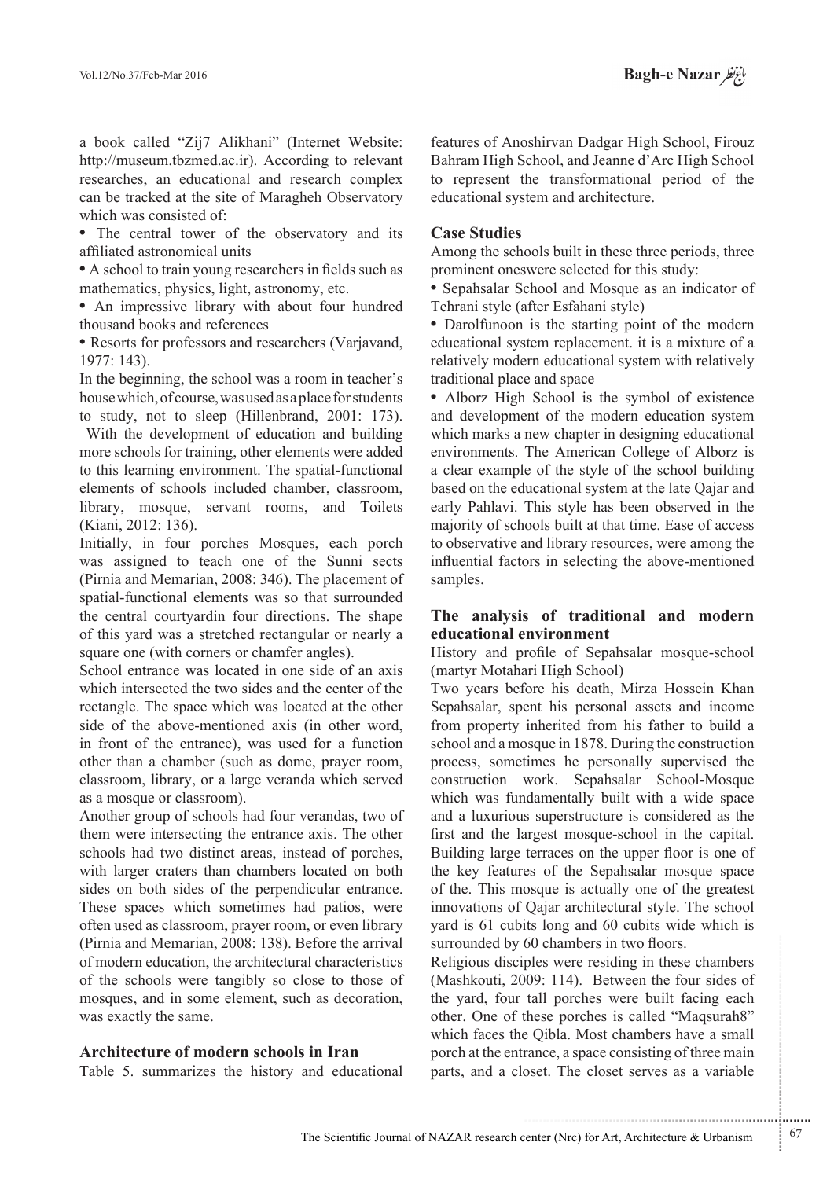a book called "Zij7 Alikhani" (Internet Website: http://museum.tbzmed.ac.ir). According to relevant researches, an educational and research complex can be tracked at the site of Maragheh Observatory which was consisted of:

- The central tower of the observatory and its affiliated astronomical units
- A school to train young researchers in fields such as mathematics, physics, light, astronomy, etc.
- An impressive library with about four hundred thousand books and references
- Resorts for professors and researchers (Varjavand, 1977: 143).

In the beginning, the school was a room in teacher's house which, of course, was used as a place for students to study, not to sleep (Hillenbrand, 2001: 173).

With the development of education and building more schools for training, other elements were added to this learning environment. The spatial-functional elements of schools included chamber, classroom, library, mosque, servant rooms, and Toilets (Kiani, 2012: 136).

Initially, in four porches Mosques, each porch was assigned to teach one of the Sunni sects (Pirnia and Memarian, 2008: 346). The placement of spatial-functional elements was so that surrounded the central courtyardin four directions. The shape of this yard was a stretched rectangular or nearly a square one (with corners or chamfer angles).

School entrance was located in one side of an axis which intersected the two sides and the center of the rectangle. The space which was located at the other side of the above-mentioned axis (in other word, in front of the entrance), was used for a function other than a chamber (such as dome, prayer room, classroom, library, or a large veranda which served as a mosque or classroom).

Another group of schools had four verandas, two of them were intersecting the entrance axis. The other schools had two distinct areas, instead of porches, with larger craters than chambers located on both sides on both sides of the perpendicular entrance. These spaces which sometimes had patios, were often used as classroom, prayer room, or even library (Pirnia and Memarian, 2008: 138). Before the arrival of modern education, the architectural characteristics of the schools were tangibly so close to those of mosques, and in some element, such as decoration, was exactly the same.

## Architecture of modern schools in Iran

Table 5. summarizes the history and educational features of Anoshirvan Dadgar High School, Firouz Bahram High School, and Jeanne d'Arc High School to represent the transformational period of the educational system and architecture.

## Case Studies

Among the schools built in these three periods, three prominent oneswere selected for this study:

- Sepahsalar School and Mosque as an indicator of Tehrani style (after Esfahani style)
- Darolfunoon is the starting point of the modern educational system replacement. it is a mixture of a relatively modern educational system with relatively traditional place and space
- Alborz High School is the symbol of existence and development of the modern education system which marks a new chapter in designing educational environments. The American College of Alborz is a clear example of the style of the school building based on the educational system at the late Qajar and early Pahlavi. This style has been observed in the majority of schools built at that time. Ease of access to observative and library resources, were among the influential factors in selecting the above-mentioned samples.

## The analysis of traditional and modern educational environment

History and profile of Sepahsalar mosque-school (martyr Motahari High School)

Two years before his death, Mirza Hossein Khan Sepahsalar, spent his personal assets and income from property inherited from his father to build a school and a mosque in 1878. During the construction process, sometimes he personally supervised the construction work. Sepahsalar School-Mosque which was fundamentally built with a wide space and a luxurious superstructure is considered as the first and the largest mosque-school in the capital. Building large terraces on the upper floor is one of the key features of the Sepahsalar mosque space of the. This mosque is actually one of the greatest innovations of Qajar architectural style. The school yard is 61 cubits long and 60 cubits wide which is surrounded by 60 chambers in two floors.

Religious disciples were residing in these chambers (Mashkouti, 2009: 114). Between the four sides of the yard, four tall porches were built facing each other. One of these porches is called "Maqsurah8" which faces the Qibla. Most chambers have a small porch at the entrance, a space consisting of three main parts, and a closet. The closet serves as a variable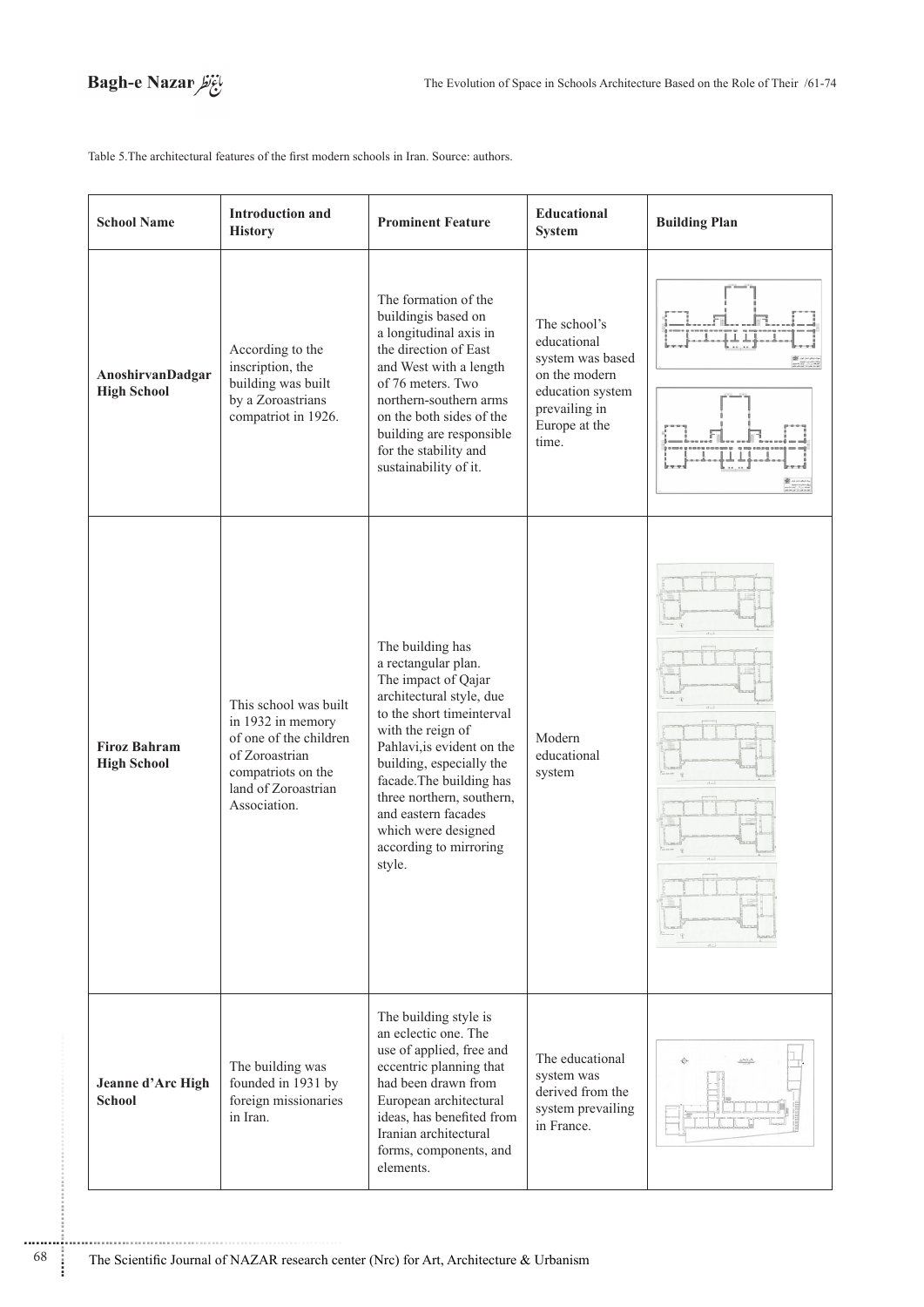Table 5.The architectural features of the first modern schools in Iran. Source: authors.

| School Name | Introduction and History | Prominent Feature | Educational System | Building Plan |
|---|---|---|---|---|
| **AnoshirvanDadgar High School** | According to the inscription, the building was built by a Zoroastrians compatriot in 1926. | The formation of the buildingis based on a longitudinal axis in the direction of East and West with a length of 76 meters. Two northern-southern arms on the both sides of the building are responsible for the stability and sustainability of it. | The school's educational system was based on the modern education system prevailing in Europe at the time. | |
| **Firoz Bahram High School** | This school was built in 1932 in memory of one of the children of Zoroastrian compatriots on the land of Zoroastrian Association. | The building has a rectangular plan. The impact of Qajar architectural style, due to the short timeinterval with the reign of Pahlavi,is evident on the building, especially the facade.The building has three northern, southern, and eastern facades which were designed according to mirroring style. | Modern educational system | |
| **Jeanne d'Arc High School** | The building was founded in 1931 by foreign missionaries in Iran. | The building style is an eclectic one. The use of applied, free and eccentric planning that had been drawn from European architectural ideas, has benefited from Iranian architectural forms, components, and elements. | The educational system was derived from the system prevailing in France. | |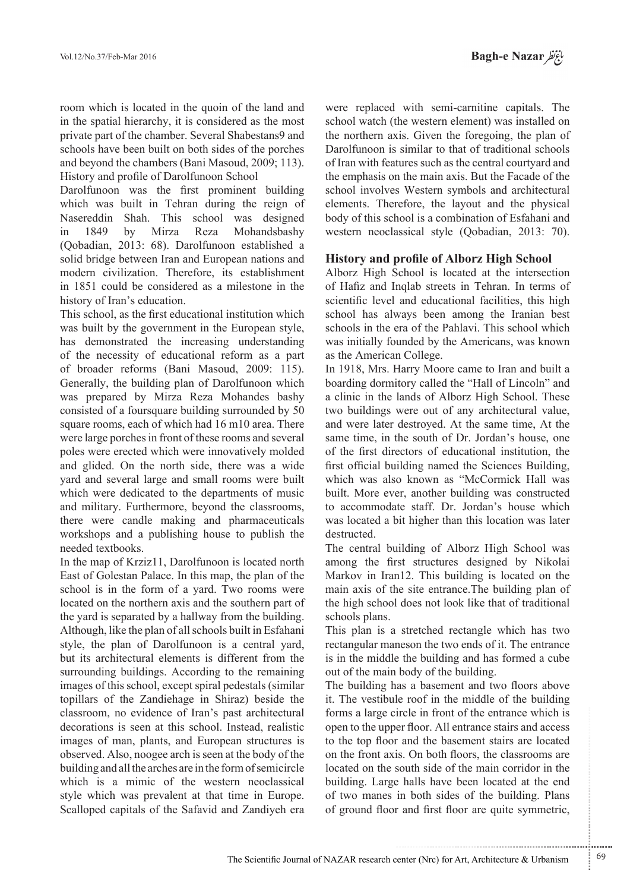room which is located in the quoin of the land and in the spatial hierarchy, it is considered as the most private part of the chamber. Several Shabestans9 and schools have been built on both sides of the porches and beyond the chambers (Bani Masoud, 2009; 113).

History and profile of Darolfunoon School

Darolfunoon was the first prominent building which was built in Tehran during the reign of Nasereddin Shah. This school was designed in 1849 by Mirza Reza Mohandsbashy (Qobadian, 2013: 68). Darolfunoon established a solid bridge between Iran and European nations and modern civilization. Therefore, its establishment in 1851 could be considered as a milestone in the history of Iran's education.

This school, as the first educational institution which was built by the government in the European style, has demonstrated the increasing understanding of the necessity of educational reform as a part of broader reforms (Bani Masoud, 2009: 115). Generally, the building plan of Darolfunoon which was prepared by Mirza Reza Mohandes bashy consisted of a foursquare building surrounded by 50 square rooms, each of which had 16 m10 area. There were large porches in front of these rooms and several poles were erected which were innovatively molded and glided. On the north side, there was a wide yard and several large and small rooms were built which were dedicated to the departments of music and military. Furthermore, beyond the classrooms, there were candle making and pharmaceuticals workshops and a publishing house to publish the needed textbooks.

In the map of Krziz11, Darolfunoon is located north East of Golestan Palace. In this map, the plan of the school is in the form of a yard. Two rooms were located on the northern axis and the southern part of the yard is separated by a hallway from the building. Although, like the plan of all schools built in Esfahani style, the plan of Darolfunoon is a central yard, but its architectural elements is different from the surrounding buildings. According to the remaining images of this school, except spiral pedestals (similar topillars of the Zandiehage in Shiraz) beside the classroom, no evidence of Iran's past architectural decorations is seen at this school. Instead, realistic images of man, plants, and European structures is observed. Also, noogee arch is seen at the body of the building and all the arches are in the form of semicircle which is a mimic of the western neoclassical style which was prevalent at that time in Europe. Scalloped capitals of the Safavid and Zandiyeh era were replaced with semi-carnitine capitals. The school watch (the western element) was installed on the northern axis. Given the foregoing, the plan of Darolfunoon is similar to that of traditional schools of Iran with features such as the central courtyard and the emphasis on the main axis. But the Facade of the school involves Western symbols and architectural elements. Therefore, the layout and the physical body of this school is a combination of Esfahani and western neoclassical style (Qobadian, 2013: 70).

## History and profile of Alborz High School

Alborz High School is located at the intersection of Hafiz and Inqlab streets in Tehran. In terms of scientific level and educational facilities, this high school has always been among the Iranian best schools in the era of the Pahlavi. This school which was initially founded by the Americans, was known as the American College.

In 1918, Mrs. Harry Moore came to Iran and built a boarding dormitory called the "Hall of Lincoln" and a clinic in the lands of Alborz High School. These two buildings were out of any architectural value, and were later destroyed. At the same time, At the same time, in the south of Dr. Jordan's house, one of the first directors of educational institution, the first official building named the Sciences Building, which was also known as "McCormick Hall was built. More ever, another building was constructed to accommodate staff. Dr. Jordan's house which was located a bit higher than this location was later destructed.

The central building of Alborz High School was among the first structures designed by Nikolai Markov in Iran12. This building is located on the main axis of the site entrance.The building plan of the high school does not look like that of traditional schools plans.

This plan is a stretched rectangle which has two rectangular maneson the two ends of it. The entrance is in the middle the building and has formed a cube out of the main body of the building.

The building has a basement and two floors above it. The vestibule roof in the middle of the building forms a large circle in front of the entrance which is open to the upper floor. All entrance stairs and access to the top floor and the basement stairs are located on the front axis. On both floors, the classrooms are located on the south side of the main corridor in the building. Large halls have been located at the end of two manes in both sides of the building. Plans of ground floor and first floor are quite symmetric,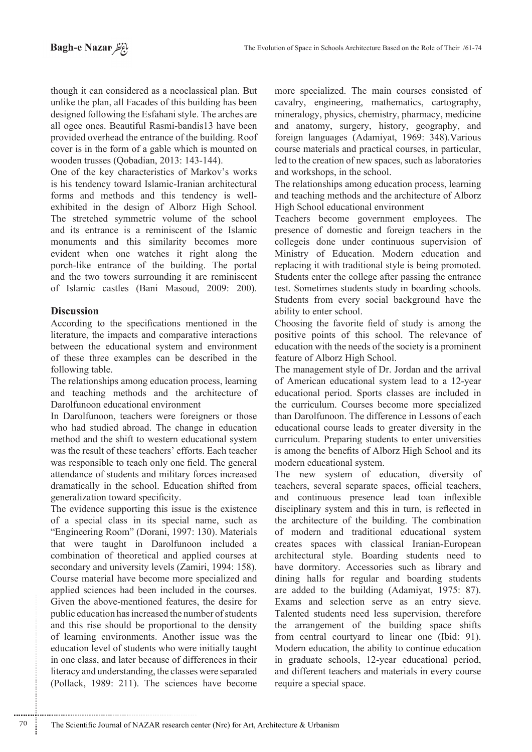though it can considered as a neoclassical plan. But unlike the plan, all Facades of this building has been designed following the Esfahani style. The arches are all ogee ones. Beautiful Rasmi-bandis13 have been provided overhead the entrance of the building. Roof cover is in the form of a gable which is mounted on wooden trusses (Qobadian, 2013: 143-144).

One of the key characteristics of Markov's works is his tendency toward Islamic-Iranian architectural forms and methods and this tendency is well-exhibited in the design of Alborz High School. The stretched symmetric volume of the school and its entrance is a reminiscent of the Islamic monuments and this similarity becomes more evident when one watches it right along the porch-like entrance of the building. The portal and the two towers surrounding it are reminiscent of Islamic castles (Bani Masoud, 2009: 200).

## Discussion

According to the specifications mentioned in the literature, the impacts and comparative interactions between the educational system and environment of these three examples can be described in the following table.

The relationships among education process, learning and teaching methods and the architecture of Darolfunoon educational environment

In Darolfunoon, teachers were foreigners or those who had studied abroad. The change in education method and the shift to western educational system was the result of these teachers' efforts. Each teacher was responsible to teach only one field. The general attendance of students and military forces increased dramatically in the school. Education shifted from generalization toward specificity.

The evidence supporting this issue is the existence of a special class in its special name, such as "Engineering Room" (Dorani, 1997: 130). Materials that were taught in Darolfunoon included a combination of theoretical and applied courses at secondary and university levels (Zamiri, 1994: 158). Course material have become more specialized and applied sciences had been included in the courses. Given the above-mentioned features, the desire for public education has increased the number of students and this rise should be proportional to the density of learning environments. Another issue was the education level of students who were initially taught in one class, and later because of differences in their literacy and understanding, the classes were separated (Pollack, 1989: 211). The sciences have become more specialized. The main courses consisted of cavalry, engineering, mathematics, cartography, mineralogy, physics, chemistry, pharmacy, medicine and anatomy, surgery, history, geography, and foreign languages (Adamiyat, 1969: 348).Various course materials and practical courses, in particular, led to the creation of new spaces, such as laboratories and workshops, in the school.

The relationships among education process, learning and teaching methods and the architecture of Alborz High School educational environment

Teachers become government employees. The presence of domestic and foreign teachers in the collegeis done under continuous supervision of Ministry of Education. Modern education and replacing it with traditional style is being promoted. Students enter the college after passing the entrance test. Sometimes students study in boarding schools. Students from every social background have the ability to enter school.

Choosing the favorite field of study is among the positive points of this school. The relevance of education with the needs of the society is a prominent feature of Alborz High School.

The management style of Dr. Jordan and the arrival of American educational system lead to a 12-year educational period. Sports classes are included in the curriculum. Courses become more specialized than Darolfunoon. The difference in Lessons of each educational course leads to greater diversity in the curriculum. Preparing students to enter universities is among the benefits of Alborz High School and its modern educational system.

The new system of education, diversity of teachers, several separate spaces, official teachers, and continuous presence lead toan inflexible disciplinary system and this in turn, is reflected in the architecture of the building. The combination of modern and traditional educational system creates spaces with classical Iranian-European architectural style. Boarding students need to have dormitory. Accessories such as library and dining halls for regular and boarding students are added to the building (Adamiyat, 1975: 87). Exams and selection serve as an entry sieve. Talented students need less supervision, therefore the arrangement of the building space shifts from central courtyard to linear one (Ibid: 91). Modern education, the ability to continue education in graduate schools, 12-year educational period, and different teachers and materials in every course require a special space.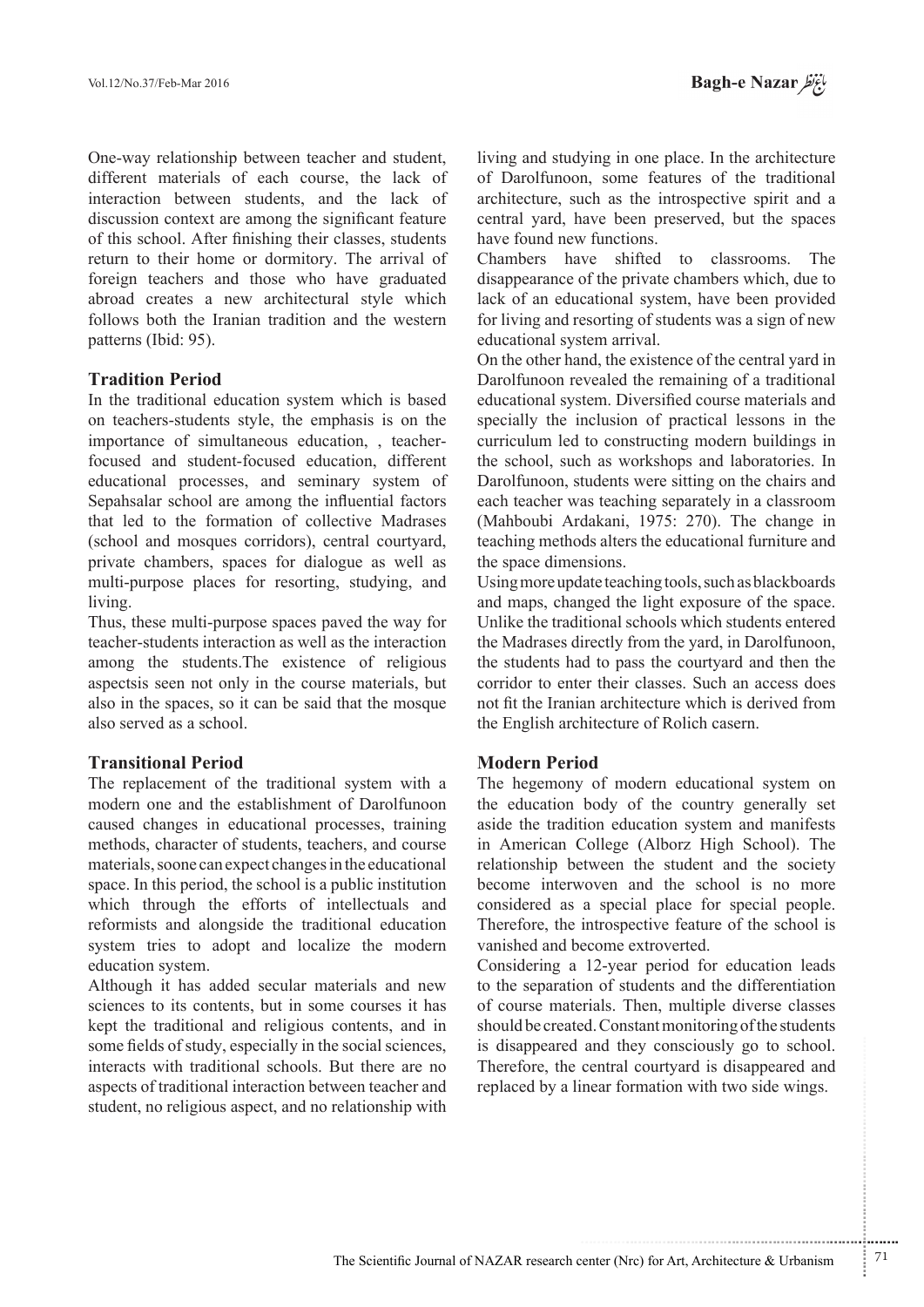One-way relationship between teacher and student, different materials of each course, the lack of interaction between students, and the lack of discussion context are among the significant feature of this school. After finishing their classes, students return to their home or dormitory. The arrival of foreign teachers and those who have graduated abroad creates a new architectural style which follows both the Iranian tradition and the western patterns (Ibid: 95).

### Tradition Period

In the traditional education system which is based on teachers-students style, the emphasis is on the importance of simultaneous education, , teacher-focused and student-focused education, different educational processes, and seminary system of Sepahsalar school are among the influential factors that led to the formation of collective Madrases (school and mosques corridors), central courtyard, private chambers, spaces for dialogue as well as multi-purpose places for resorting, studying, and living.

Thus, these multi-purpose spaces paved the way for teacher-students interaction as well as the interaction among the students.The existence of religious aspectsis seen not only in the course materials, but also in the spaces, so it can be said that the mosque also served as a school.

### Transitional Period

The replacement of the traditional system with a modern one and the establishment of Darolfunoon caused changes in educational processes, training methods, character of students, teachers, and course materials, soone can expect changes in the educational space. In this period, the school is a public institution which through the efforts of intellectuals and reformists and alongside the traditional education system tries to adopt and localize the modern education system.

Although it has added secular materials and new sciences to its contents, but in some courses it has kept the traditional and religious contents, and in some fields of study, especially in the social sciences, interacts with traditional schools. But there are no aspects of traditional interaction between teacher and student, no religious aspect, and no relationship with living and studying in one place. In the architecture of Darolfunoon, some features of the traditional architecture, such as the introspective spirit and a central yard, have been preserved, but the spaces have found new functions.

Chambers have shifted to classrooms. The disappearance of the private chambers which, due to lack of an educational system, have been provided for living and resorting of students was a sign of new educational system arrival.

On the other hand, the existence of the central yard in Darolfunoon revealed the remaining of a traditional educational system. Diversified course materials and specially the inclusion of practical lessons in the curriculum led to constructing modern buildings in the school, such as workshops and laboratories. In Darolfunoon, students were sitting on the chairs and each teacher was teaching separately in a classroom (Mahboubi Ardakani, 1975: 270). The change in teaching methods alters the educational furniture and the space dimensions.

Using more update teaching tools, such as blackboards and maps, changed the light exposure of the space. Unlike the traditional schools which students entered the Madrases directly from the yard, in Darolfunoon, the students had to pass the courtyard and then the corridor to enter their classes. Such an access does not fit the Iranian architecture which is derived from the English architecture of Rolich casern.

### Modern Period

The hegemony of modern educational system on the education body of the country generally set aside the tradition education system and manifests in American College (Alborz High School). The relationship between the student and the society become interwoven and the school is no more considered as a special place for special people. Therefore, the introspective feature of the school is vanished and become extroverted.

Considering a 12-year period for education leads to the separation of students and the differentiation of course materials. Then, multiple diverse classes should be created. Constant monitoring of the students is disappeared and they consciously go to school. Therefore, the central courtyard is disappeared and replaced by a linear formation with two side wings.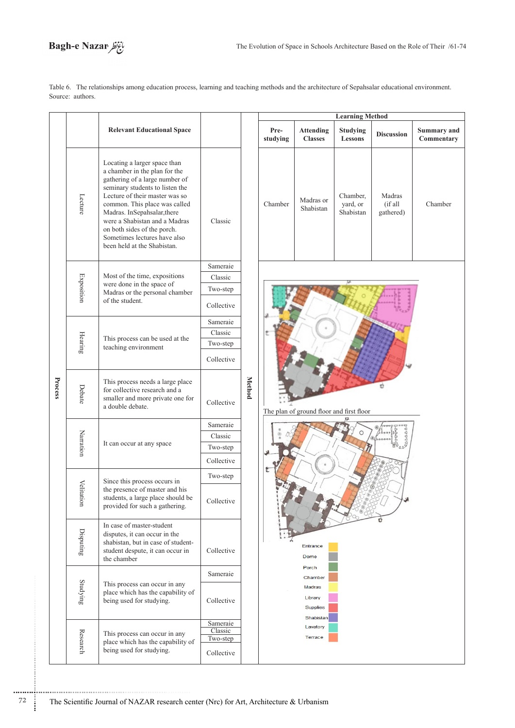Table 6. The relationships among education process, learning and teaching methods and the architecture of Sepahsalar educational environment. Source: authors.

| Process | | Relevant Educational Space | Method | Learning Method: Pre-studying | Attending Classes | Studying Lessons | Discussion | Summary and Commentary |
|---|---|---|---|---|---|---|---|---|
| | Lecture | Locating a larger space than a chamber in the plan for the gathering of a large number of seminary students to listen the Lecture of their master was so common. This place was called Madras. InSepahsalar,there were a Shabistan and a Madras on both sides of the porch. Sometimes lectures have also been held at the Shabistan. | Classic | Chamber | Madras or Shabistan | Chamber, yard, or Shabistan | Madras (if all gathered) | Chamber |
| | Exposition | Most of the time, expositions were done in the space of Madras or the personal chamber of the student. | Sameraie, Classic, Two-step, Collective | | | | | |
| | Hearing | This process can be used at the teaching environment | Sameraie, Classic, Two-step, Collective | | | | | |
| | Debate | This process needs a large place for collective research and a smaller and more private one for a double debate. | Collective | | | | | |
| | Narration | It can occur at any space | Sameraie, Classic, Two-step, Collective | | | | | |
| | Velitation | Since this process occurs in the presence of master and his students, a large place should be provided for such a gathering. | Two-step, Collective | | | | | |
| | Disputing | In case of master-student disputes, it can occur in the shabistan, but in case of student-student despute, it can occur in the chamber | Collective | | | | | |
| | Studying | This process can occur in any place which has the capability of being used for studying. | Sameraie, Collective | | | | | |
| | Research | This process can occur in any place which has the capability of being used for studying. | Sameraie, Classic, Two-step, Collective | | | | | |

The plan of ground floor and first floor

Entrance, Dome, Porch, Chamber, Madras, Library, Supplies, Shabistan, Lavatory, Terrace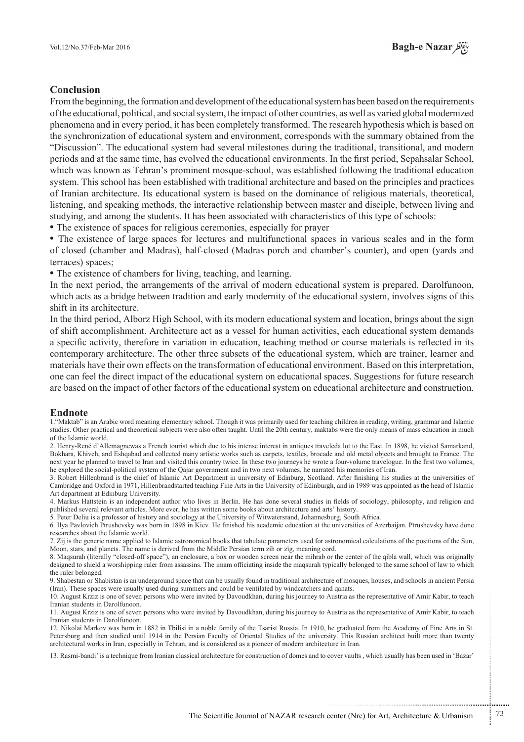## Conclusion

From the beginning, the formation and development of the educational system has been based on the requirements of the educational, political, and social system, the impact of other countries, as well as varied global modernized phenomena and in every period, it has been completely transformed. The research hypothesis which is based on the synchronization of educational system and environment, corresponds with the summary obtained from the "Discussion". The educational system had several milestones during the traditional, transitional, and modern periods and at the same time, has evolved the educational environments. In the first period, Sepahsalar School, which was known as Tehran's prominent mosque-school, was established following the traditional education system. This school has been established with traditional architecture and based on the principles and practices of Iranian architecture. Its educational system is based on the dominance of religious materials, theoretical, listening, and speaking methods, the interactive relationship between master and disciple, between living and studying, and among the students. It has been associated with characteristics of this type of schools:

- The existence of spaces for religious ceremonies, especially for prayer
- The existence of large spaces for lectures and multifunctional spaces in various scales and in the form of closed (chamber and Madras), half-closed (Madras porch and chamber's counter), and open (yards and terraces) spaces;
- The existence of chambers for living, teaching, and learning.

In the next period, the arrangements of the arrival of modern educational system is prepared. Darolfunoon, which acts as a bridge between tradition and early modernity of the educational system, involves signs of this shift in its architecture.

In the third period, Alborz High School, with its modern educational system and location, brings about the sign of shift accomplishment. Architecture act as a vessel for human activities, each educational system demands a specific activity, therefore in variation in education, teaching method or course materials is reflected in its contemporary architecture. The other three subsets of the educational system, which are trainer, learner and materials have their own effects on the transformation of educational environment. Based on this interpretation, one can feel the direct impact of the educational system on educational spaces. Suggestions for future research are based on the impact of other factors of the educational system on educational architecture and construction.

## Endnote

1."Maktab" is an Arabic word meaning elementary school. Though it was primarily used for teaching children in reading, writing, grammar and Islamic studies. Other practical and theoretical subjects were also often taught. Until the 20th century, maktabs were the only means of mass education in much of the Islamic world.

2. Henry-René d'Allemagnewas a French tourist which due to his intense interest in antiques traveleda lot to the East. In 1898, he visited Samarkand, Bokhara, Khiveh, and Eshqabad and collected many artistic works such as carpets, textiles, brocade and old metal objects and brought to France. The next year he planned to travel to Iran and visited this country twice. In these two journeys he wrote a four-volume travelogue. In the first two volumes, he explored the social-political system of the Qajar government and in two next volumes, he narrated his memories of Iran.

3. Robert Hillenbrand is the chief of Islamic Art Department in university of Edinburg, Scotland. After finishing his studies at the universities of Cambridge and Oxford in 1971, Hillenbrandstarted teaching Fine Arts in the University of Edinburgh, and in 1989 was appointed as the head of Islamic Art department at Edinburg University.

4. Markus Hattstein is an independent author who lives in Berlin. He has done several studies in fields of sociology, philosophy, and religion and published several relevant articles. More ever, he has written some books about architecture and arts' history.

5. Peter Deliu is a professor of history and sociology at the University of Witwatersrand, Johannesburg, South Africa.

6. Ilya Pavlovich Ptrushevsky was born in 1898 in Kiev. He finished his academic education at the universities of Azerbaijan. Ptrushevsky have done researches about the Islamic world.

7. Zij is the generic name applied to Islamic astronomical books that tabulate parameters used for astronomical calculations of the positions of the Sun, Moon, stars, and planets. The name is derived from the Middle Persian term zih or zīg, meaning cord.

8. Maqsurah (literally "closed-off space"), an enclosure, a box or wooden screen near the mihrab or the center of the qibla wall, which was originally designed to shield a worshipping ruler from assassins. The imam officiating inside the maqsurah typically belonged to the same school of law to which the ruler belonged.

9. Shabestan or Shabistan is an underground space that can be usually found in traditional architecture of mosques, houses, and schools in ancient Persia (Iran). These spaces were usually used during summers and could be ventilated by windcatchers and qanats.

10. August Krziz is one of seven persons who were invited by Davoudkhan, during his journey to Austria as the representative of Amir Kabir, to teach Iranian students in Darolfunoon.

11. August Krziz is one of seven persons who were invited by Davoudkhan, during his journey to Austria as the representative of Amir Kabir, to teach Iranian students in Darolfunoon.

12. Nikolai Markov was born in 1882 in Tbilisi in a noble family of the Tsarist Russia. In 1910, he graduated from the Academy of Fine Arts in St. Petersburg and then studied until 1914 in the Persian Faculty of Oriental Studies of the university. This Russian architect built more than twenty architectural works in Iran, especially in Tehran, and is considered as a pioneer of modern architecture in Iran.

13. Rasmi-bandi' is a technique from Iranian classical architecture for construction of domes and to cover vaults , which usually has been used in 'Bazar'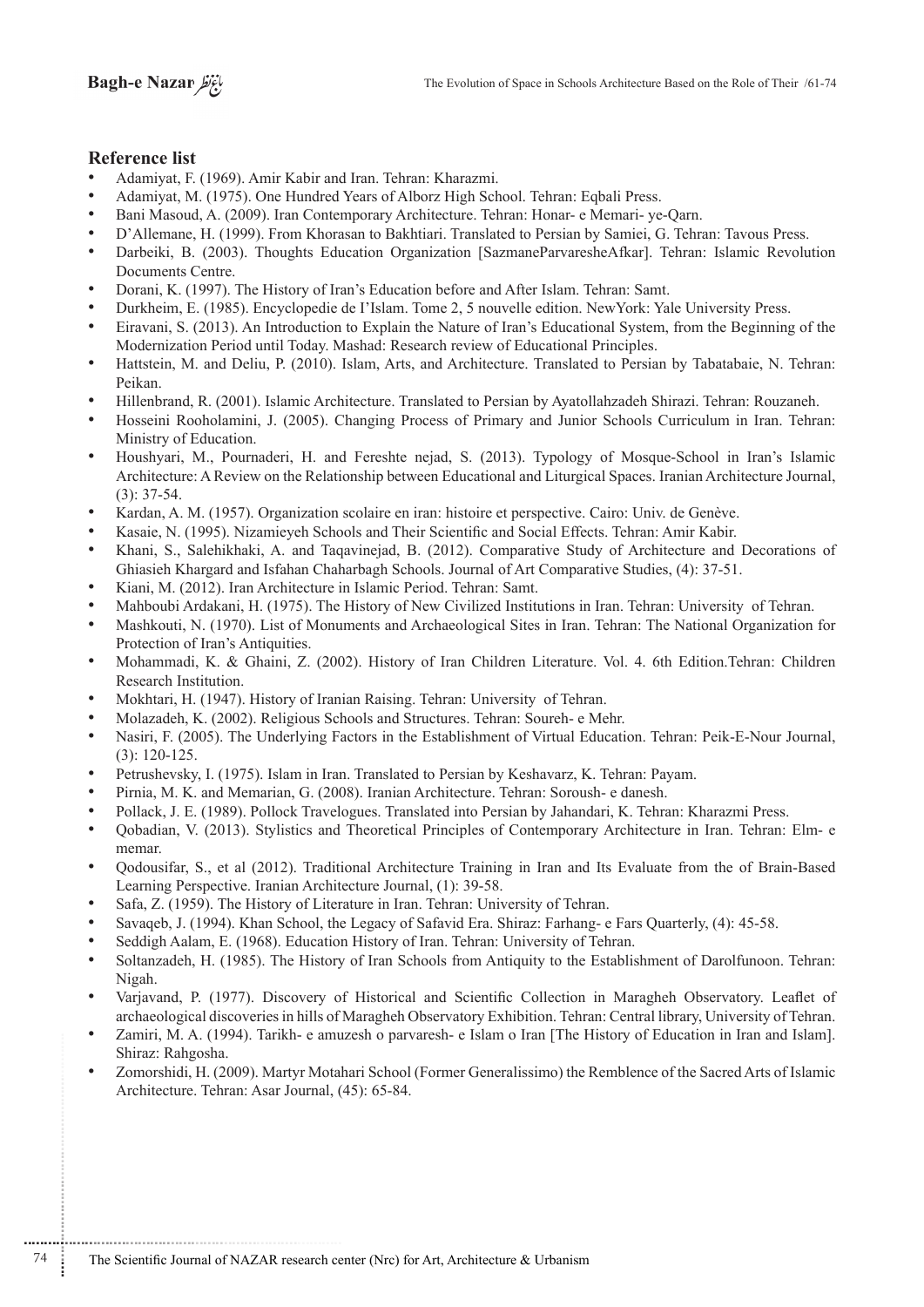## Reference list

- Adamiyat, F. (1969). Amir Kabir and Iran. Tehran: Kharazmi.
- Adamiyat, M. (1975). One Hundred Years of Alborz High School. Tehran: Eqbali Press.
- Bani Masoud, A. (2009). Iran Contemporary Architecture. Tehran: Honar- e Memari- ye-Qarn.
- D'Allemane, H. (1999). From Khorasan to Bakhtiari. Translated to Persian by Samiei, G. Tehran: Tavous Press.
- Darbeiki, B. (2003). Thoughts Education Organization [SazmaneParvaresheAfkar]. Tehran: Islamic Revolution Documents Centre.
- Dorani, K. (1997). The History of Iran's Education before and After Islam. Tehran: Samt.
- Durkheim, E. (1985). Encyclopedie de I'Islam. Tome 2, 5 nouvelle edition. NewYork: Yale University Press.
- Eiravani, S. (2013). An Introduction to Explain the Nature of Iran's Educational System, from the Beginning of the Modernization Period until Today. Mashad: Research review of Educational Principles.
- Hattstein, M. and Deliu, P. (2010). Islam, Arts, and Architecture. Translated to Persian by Tabatabaie, N. Tehran: Peikan.
- Hillenbrand, R. (2001). Islamic Architecture. Translated to Persian by Ayatollahzadeh Shirazi. Tehran: Rouzaneh.
- Hosseini Rooholamini, J. (2005). Changing Process of Primary and Junior Schools Curriculum in Iran. Tehran: Ministry of Education.
- Houshyari, M., Pournaderi, H. and Fereshte nejad, S. (2013). Typology of Mosque-School in Iran's Islamic Architecture: A Review on the Relationship between Educational and Liturgical Spaces. Iranian Architecture Journal, (3): 37-54.
- Kardan, A. M. (1957). Organization scolaire en iran: histoire et perspective. Cairo: Univ. de Genève.
- Kasaie, N. (1995). Nizamieyeh Schools and Their Scientific and Social Effects. Tehran: Amir Kabir.
- Khani, S., Salehikhaki, A. and Taqavinejad, B. (2012). Comparative Study of Architecture and Decorations of Ghiasieh Khargard and Isfahan Chaharbagh Schools. Journal of Art Comparative Studies, (4): 37-51.
- Kiani, M. (2012). Iran Architecture in Islamic Period. Tehran: Samt.
- Mahboubi Ardakani, H. (1975). The History of New Civilized Institutions in Iran. Tehran: University of Tehran.
- Mashkouti, N. (1970). List of Monuments and Archaeological Sites in Iran. Tehran: The National Organization for Protection of Iran's Antiquities.
- Mohammadi, K. & Ghaini, Z. (2002). History of Iran Children Literature. Vol. 4. 6th Edition.Tehran: Children Research Institution.
- Mokhtari, H. (1947). History of Iranian Raising. Tehran: University of Tehran.
- Molazadeh, K. (2002). Religious Schools and Structures. Tehran: Soureh- e Mehr.
- Nasiri, F. (2005). The Underlying Factors in the Establishment of Virtual Education. Tehran: Peik-E-Nour Journal, (3): 120-125.
- Petrushevsky, I. (1975). Islam in Iran. Translated to Persian by Keshavarz, K. Tehran: Payam.
- Pirnia, M. K. and Memarian, G. (2008). Iranian Architecture. Tehran: Soroush- e danesh.
- Pollack, J. E. (1989). Pollock Travelogues. Translated into Persian by Jahandari, K. Tehran: Kharazmi Press.
- Qobadian, V. (2013). Stylistics and Theoretical Principles of Contemporary Architecture in Iran. Tehran: Elm- e memar.
- Qodousifar, S., et al (2012). Traditional Architecture Training in Iran and Its Evaluate from the of Brain-Based Learning Perspective. Iranian Architecture Journal, (1): 39-58.
- Safa, Z. (1959). The History of Literature in Iran. Tehran: University of Tehran.
- Savaqeb, J. (1994). Khan School, the Legacy of Safavid Era. Shiraz: Farhang- e Fars Quarterly, (4): 45-58.
- Seddigh Aalam, E. (1968). Education History of Iran. Tehran: University of Tehran.
- Soltanzadeh, H. (1985). The History of Iran Schools from Antiquity to the Establishment of Darolfunoon. Tehran: Nigah.
- Varjavand, P. (1977). Discovery of Historical and Scientific Collection in Maragheh Observatory. Leaflet of archaeological discoveries in hills of Maragheh Observatory Exhibition. Tehran: Central library, University of Tehran.
- Zamiri, M. A. (1994). Tarikh- e amuzesh o parvaresh- e Islam o Iran [The History of Education in Iran and Islam]. Shiraz: Rahgosha.
- Zomorshidi, H. (2009). Martyr Motahari School (Former Generalissimo) the Remblence of the Sacred Arts of Islamic Architecture. Tehran: Asar Journal, (45): 65-84.